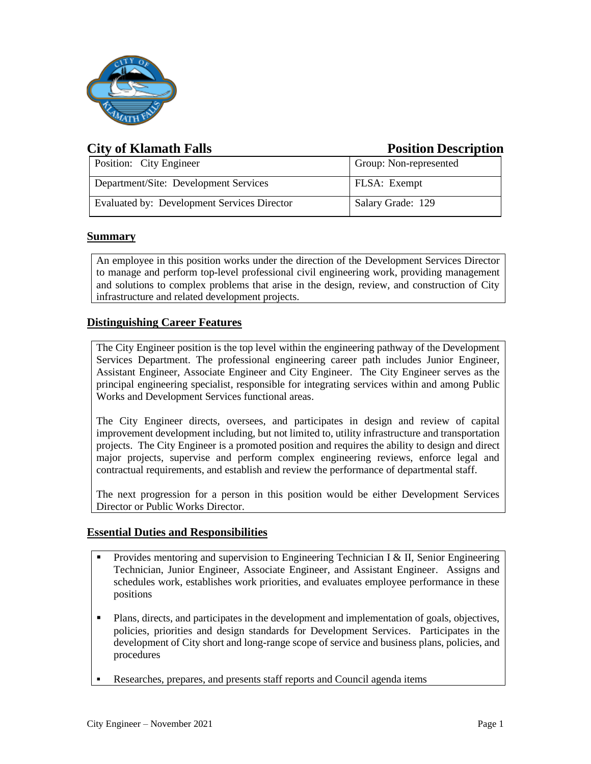# City of Klamath Falls — Position Description

| | |
|---|---|
| Position: City Engineer | Group: Non-represented |
| Department/Site: Development Services | FLSA: Exempt |
| Evaluated by: Development Services Director | Salary Grade: 129 |

## Summary

An employee in this position works under the direction of the Development Services Director to manage and perform top-level professional civil engineering work, providing management and solutions to complex problems that arise in the design, review, and construction of City infrastructure and related development projects.

## Distinguishing Career Features

The City Engineer position is the top level within the engineering pathway of the Development Services Department. The professional engineering career path includes Junior Engineer, Assistant Engineer, Associate Engineer and City Engineer. The City Engineer serves as the principal engineering specialist, responsible for integrating services within and among Public Works and Development Services functional areas.

The City Engineer directs, oversees, and participates in design and review of capital improvement development including, but not limited to, utility infrastructure and transportation projects. The City Engineer is a promoted position and requires the ability to design and direct major projects, supervise and perform complex engineering reviews, enforce legal and contractual requirements, and establish and review the performance of departmental staff.

The next progression for a person in this position would be either Development Services Director or Public Works Director.

## Essential Duties and Responsibilities

- Provides mentoring and supervision to Engineering Technician I & II, Senior Engineering Technician, Junior Engineer, Associate Engineer, and Assistant Engineer. Assigns and schedules work, establishes work priorities, and evaluates employee performance in these positions
- Plans, directs, and participates in the development and implementation of goals, objectives, policies, priorities and design standards for Development Services. Participates in the development of City short and long-range scope of service and business plans, policies, and procedures
- Researches, prepares, and presents staff reports and Council agenda items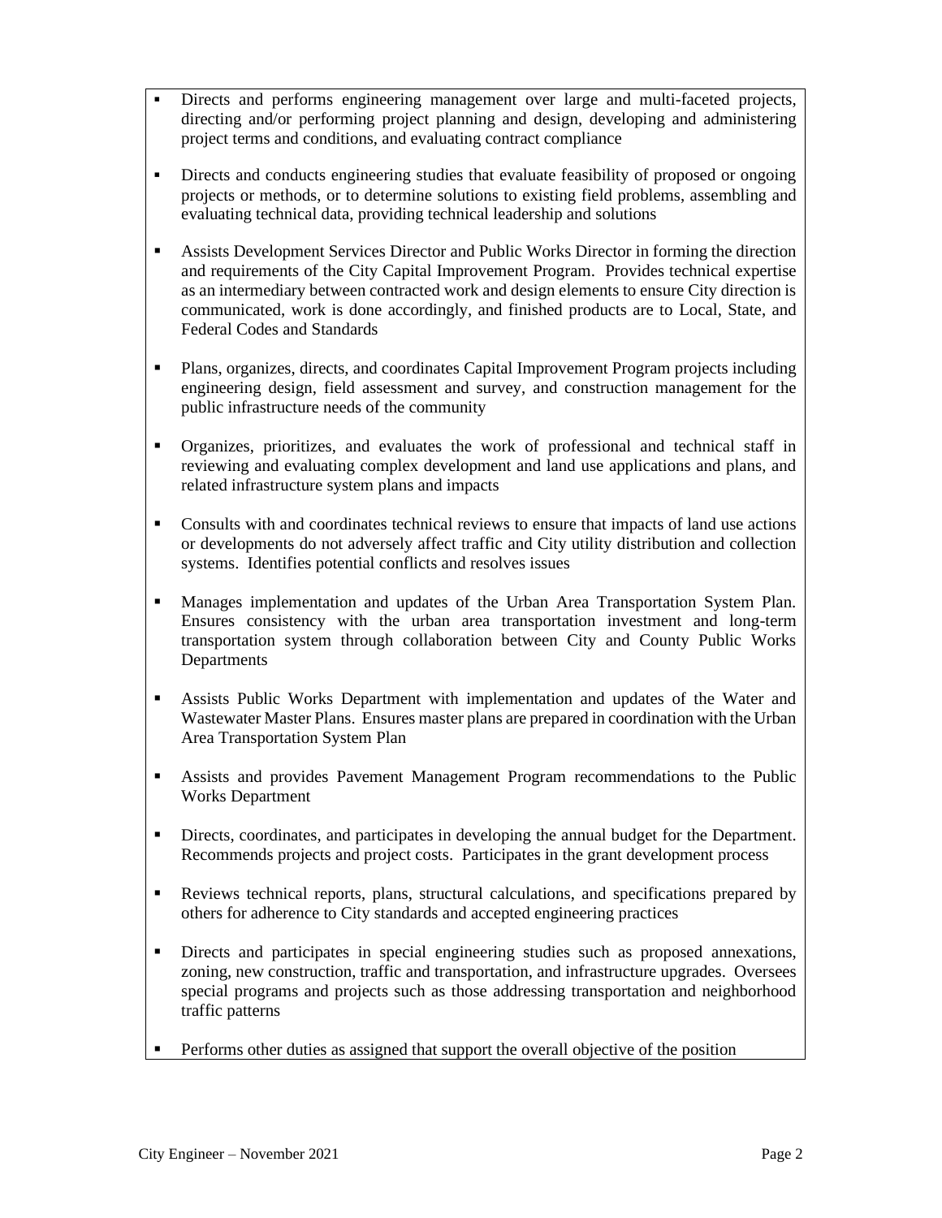- Directs and performs engineering management over large and multi-faceted projects, directing and/or performing project planning and design, developing and administering project terms and conditions, and evaluating contract compliance
- Directs and conducts engineering studies that evaluate feasibility of proposed or ongoing projects or methods, or to determine solutions to existing field problems, assembling and evaluating technical data, providing technical leadership and solutions
- Assists Development Services Director and Public Works Director in forming the direction and requirements of the City Capital Improvement Program. Provides technical expertise as an intermediary between contracted work and design elements to ensure City direction is communicated, work is done accordingly, and finished products are to Local, State, and Federal Codes and Standards
- Plans, organizes, directs, and coordinates Capital Improvement Program projects including engineering design, field assessment and survey, and construction management for the public infrastructure needs of the community
- Organizes, prioritizes, and evaluates the work of professional and technical staff in reviewing and evaluating complex development and land use applications and plans, and related infrastructure system plans and impacts
- Consults with and coordinates technical reviews to ensure that impacts of land use actions or developments do not adversely affect traffic and City utility distribution and collection systems. Identifies potential conflicts and resolves issues
- Manages implementation and updates of the Urban Area Transportation System Plan. Ensures consistency with the urban area transportation investment and long-term transportation system through collaboration between City and County Public Works Departments
- Assists Public Works Department with implementation and updates of the Water and Wastewater Master Plans. Ensures master plans are prepared in coordination with the Urban Area Transportation System Plan
- Assists and provides Pavement Management Program recommendations to the Public Works Department
- Directs, coordinates, and participates in developing the annual budget for the Department. Recommends projects and project costs. Participates in the grant development process
- Reviews technical reports, plans, structural calculations, and specifications prepared by others for adherence to City standards and accepted engineering practices
- Directs and participates in special engineering studies such as proposed annexations, zoning, new construction, traffic and transportation, and infrastructure upgrades. Oversees special programs and projects such as those addressing transportation and neighborhood traffic patterns
- Performs other duties as assigned that support the overall objective of the position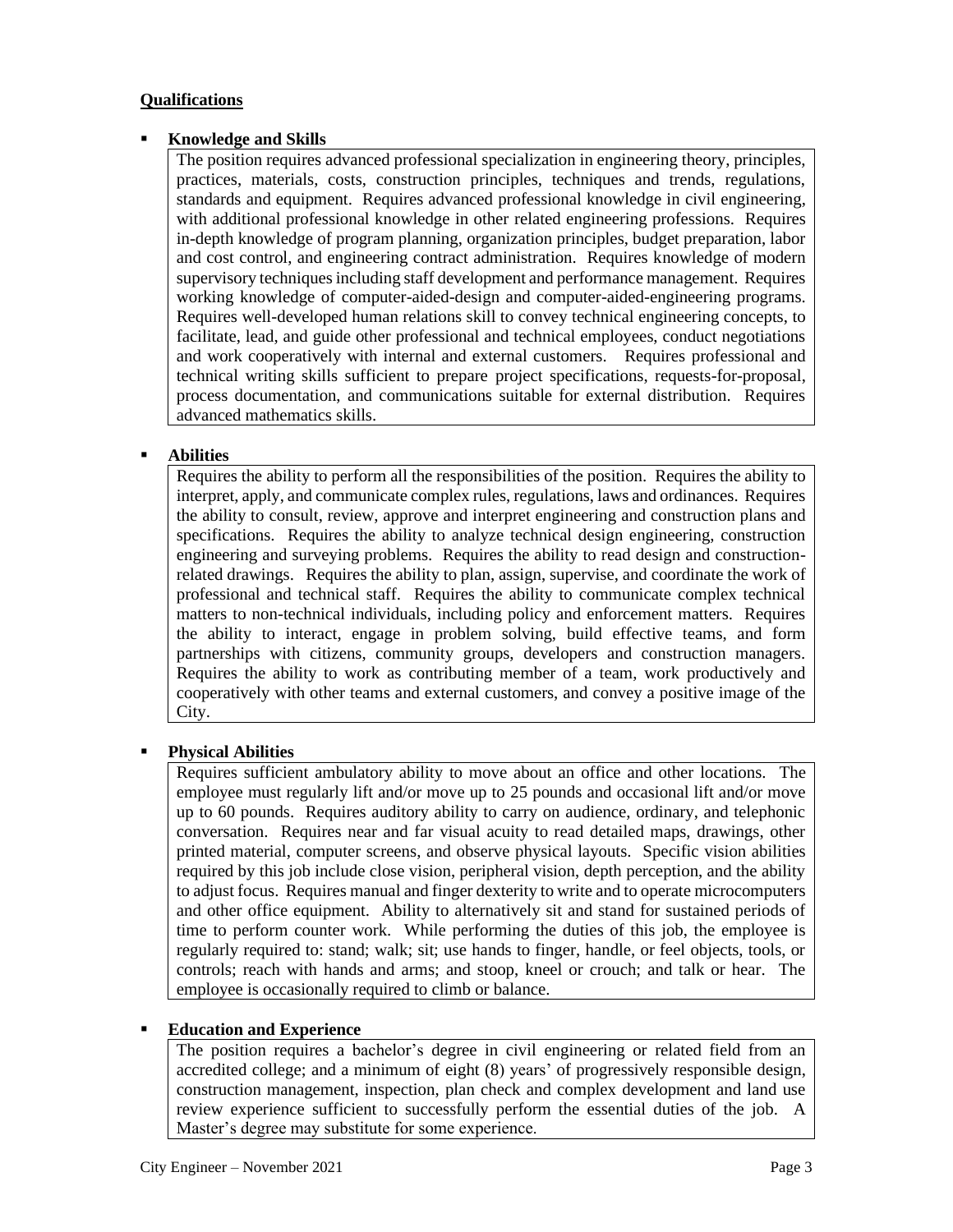## Qualifications

- **Knowledge and Skills**

The position requires advanced professional specialization in engineering theory, principles, practices, materials, costs, construction principles, techniques and trends, regulations, standards and equipment. Requires advanced professional knowledge in civil engineering, with additional professional knowledge in other related engineering professions. Requires in-depth knowledge of program planning, organization principles, budget preparation, labor and cost control, and engineering contract administration. Requires knowledge of modern supervisory techniques including staff development and performance management. Requires working knowledge of computer-aided-design and computer-aided-engineering programs. Requires well-developed human relations skill to convey technical engineering concepts, to facilitate, lead, and guide other professional and technical employees, conduct negotiations and work cooperatively with internal and external customers. Requires professional and technical writing skills sufficient to prepare project specifications, requests-for-proposal, process documentation, and communications suitable for external distribution. Requires advanced mathematics skills.

- **Abilities**

Requires the ability to perform all the responsibilities of the position. Requires the ability to interpret, apply, and communicate complex rules, regulations, laws and ordinances. Requires the ability to consult, review, approve and interpret engineering and construction plans and specifications. Requires the ability to analyze technical design engineering, construction engineering and surveying problems. Requires the ability to read design and construction-related drawings. Requires the ability to plan, assign, supervise, and coordinate the work of professional and technical staff. Requires the ability to communicate complex technical matters to non-technical individuals, including policy and enforcement matters. Requires the ability to interact, engage in problem solving, build effective teams, and form partnerships with citizens, community groups, developers and construction managers. Requires the ability to work as contributing member of a team, work productively and cooperatively with other teams and external customers, and convey a positive image of the City.

- **Physical Abilities**

Requires sufficient ambulatory ability to move about an office and other locations. The employee must regularly lift and/or move up to 25 pounds and occasional lift and/or move up to 60 pounds. Requires auditory ability to carry on audience, ordinary, and telephonic conversation. Requires near and far visual acuity to read detailed maps, drawings, other printed material, computer screens, and observe physical layouts. Specific vision abilities required by this job include close vision, peripheral vision, depth perception, and the ability to adjust focus. Requires manual and finger dexterity to write and to operate microcomputers and other office equipment. Ability to alternatively sit and stand for sustained periods of time to perform counter work. While performing the duties of this job, the employee is regularly required to: stand; walk; sit; use hands to finger, handle, or feel objects, tools, or controls; reach with hands and arms; and stoop, kneel or crouch; and talk or hear. The employee is occasionally required to climb or balance.

- **Education and Experience**

The position requires a bachelor's degree in civil engineering or related field from an accredited college; and a minimum of eight (8) years' of progressively responsible design, construction management, inspection, plan check and complex development and land use review experience sufficient to successfully perform the essential duties of the job. A Master's degree may substitute for some experience.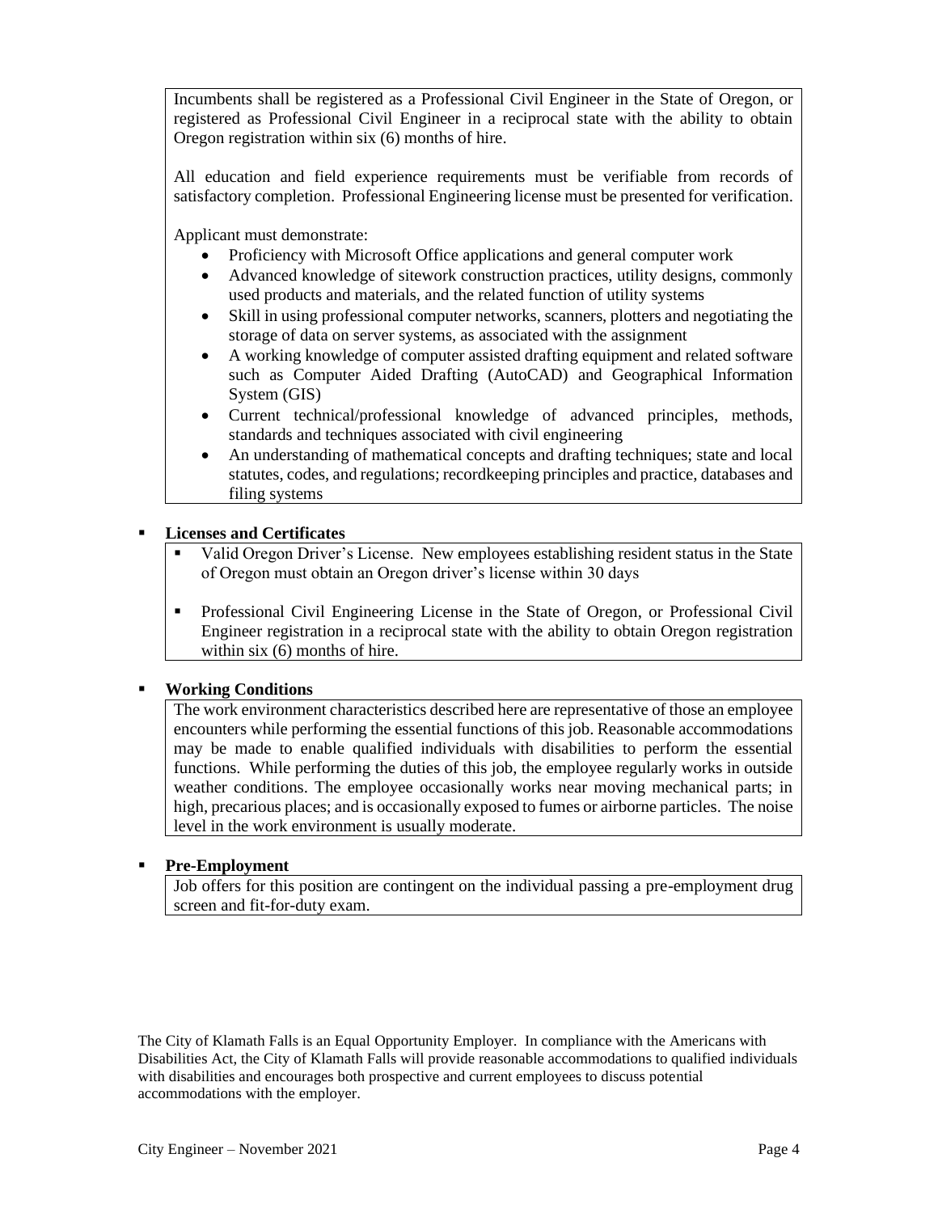Incumbents shall be registered as a Professional Civil Engineer in the State of Oregon, or registered as Professional Civil Engineer in a reciprocal state with the ability to obtain Oregon registration within six (6) months of hire.

All education and field experience requirements must be verifiable from records of satisfactory completion. Professional Engineering license must be presented for verification.

Applicant must demonstrate:

- Proficiency with Microsoft Office applications and general computer work
- Advanced knowledge of sitework construction practices, utility designs, commonly used products and materials, and the related function of utility systems
- Skill in using professional computer networks, scanners, plotters and negotiating the storage of data on server systems, as associated with the assignment
- A working knowledge of computer assisted drafting equipment and related software such as Computer Aided Drafting (AutoCAD) and Geographical Information System (GIS)
- Current technical/professional knowledge of advanced principles, methods, standards and techniques associated with civil engineering
- An understanding of mathematical concepts and drafting techniques; state and local statutes, codes, and regulations; recordkeeping principles and practice, databases and filing systems

- **Licenses and Certificates**
  - Valid Oregon Driver's License. New employees establishing resident status in the State of Oregon must obtain an Oregon driver's license within 30 days
  - Professional Civil Engineering License in the State of Oregon, or Professional Civil Engineer registration in a reciprocal state with the ability to obtain Oregon registration within six (6) months of hire.

- **Working Conditions**

  The work environment characteristics described here are representative of those an employee encounters while performing the essential functions of this job. Reasonable accommodations may be made to enable qualified individuals with disabilities to perform the essential functions. While performing the duties of this job, the employee regularly works in outside weather conditions. The employee occasionally works near moving mechanical parts; in high, precarious places; and is occasionally exposed to fumes or airborne particles. The noise level in the work environment is usually moderate.

- **Pre-Employment**

  Job offers for this position are contingent on the individual passing a pre-employment drug screen and fit-for-duty exam.

The City of Klamath Falls is an Equal Opportunity Employer. In compliance with the Americans with Disabilities Act, the City of Klamath Falls will provide reasonable accommodations to qualified individuals with disabilities and encourages both prospective and current employees to discuss potential accommodations with the employer.